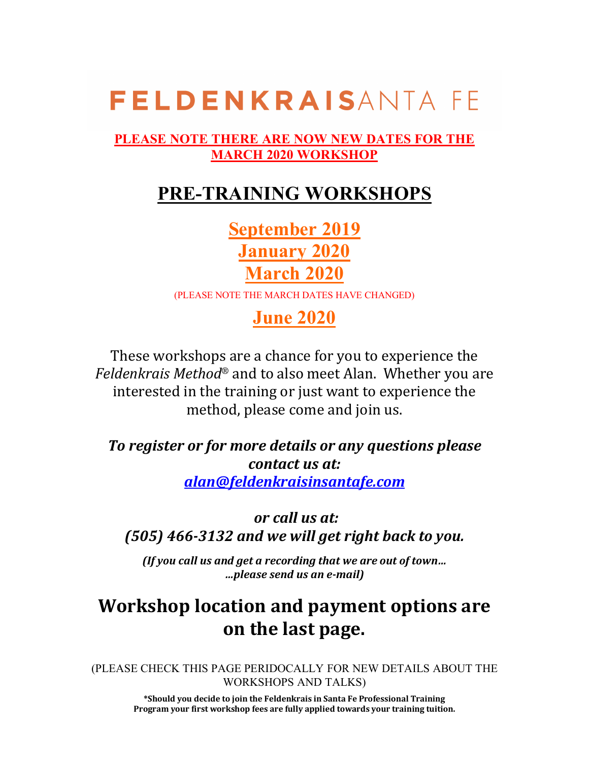# FELDENKRAISANTA FE

**PLEASE NOTE THERE ARE NOW NEW DATES FOR THE MARCH 2020 WORKSHOP**

## PRE-TRAINING WORKSHOPS

### September 2019
### January 2020
### March 2020

(PLEASE NOTE THE MARCH DATES HAVE CHANGED)

### June 2020

These workshops are a chance for you to experience the *Feldenkrais Method*® and to also meet Alan. Whether you are interested in the training or just want to experience the method, please come and join us.

***To register or for more details or any questions please contact us at:***
***alan@feldenkraisinsantafe.com***

***or call us at:***
***(505) 466-3132 and we will get right back to you.***

***(If you call us and get a recording that we are out of town… …please send us an e-mail)***

## Workshop location and payment options are on the last page.

(PLEASE CHECK THIS PAGE PERIDOCALLY FOR NEW DETAILS ABOUT THE WORKSHOPS AND TALKS)

**\*Should you decide to join the Feldenkrais in Santa Fe Professional Training Program your first workshop fees are fully applied towards your training tuition.**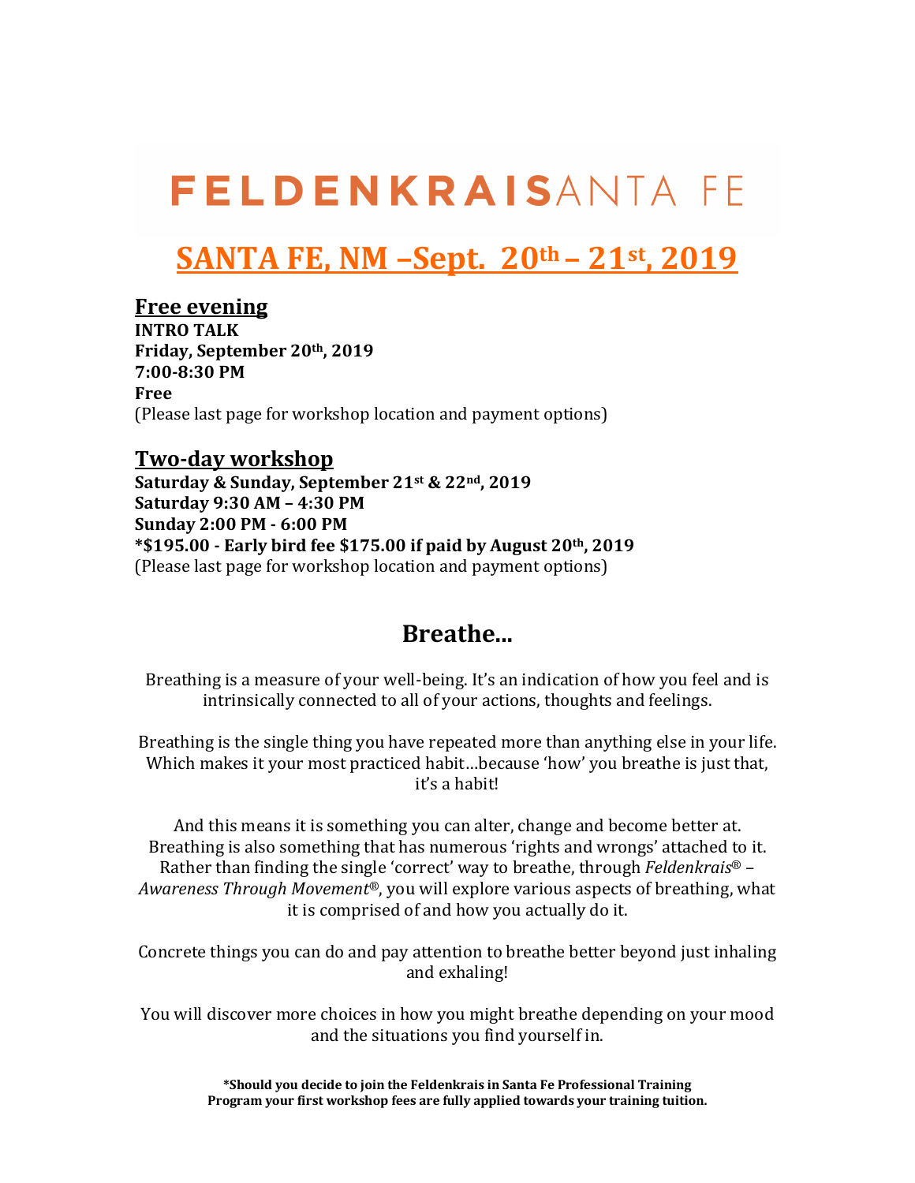# FELDENKRAISANTA FE

## SANTA FE, NM –Sept. 20th – 21st, 2019

### Free evening

**INTRO TALK**
**Friday, September 20th, 2019**
**7:00-8:30 PM**
**Free**
(Please last page for workshop location and payment options)

### Two-day workshop

**Saturday & Sunday, September 21st & 22nd, 2019**
**Saturday 9:30 AM – 4:30 PM**
**Sunday 2:00 PM - 6:00 PM**
**\*$195.00 - Early bird fee $175.00 if paid by August 20th, 2019**
(Please last page for workshop location and payment options)

## Breathe...

Breathing is a measure of your well-being. It's an indication of how you feel and is intrinsically connected to all of your actions, thoughts and feelings.

Breathing is the single thing you have repeated more than anything else in your life. Which makes it your most practiced habit…because 'how' you breathe is just that, it's a habit!

And this means it is something you can alter, change and become better at. Breathing is also something that has numerous 'rights and wrongs' attached to it. Rather than finding the single 'correct' way to breathe, through *Feldenkrais*® – *Awareness Through Movement*®, you will explore various aspects of breathing, what it is comprised of and how you actually do it.

Concrete things you can do and pay attention to breathe better beyond just inhaling and exhaling!

You will discover more choices in how you might breathe depending on your mood and the situations you find yourself in.

**\*Should you decide to join the Feldenkrais in Santa Fe Professional Training Program your first workshop fees are fully applied towards your training tuition.**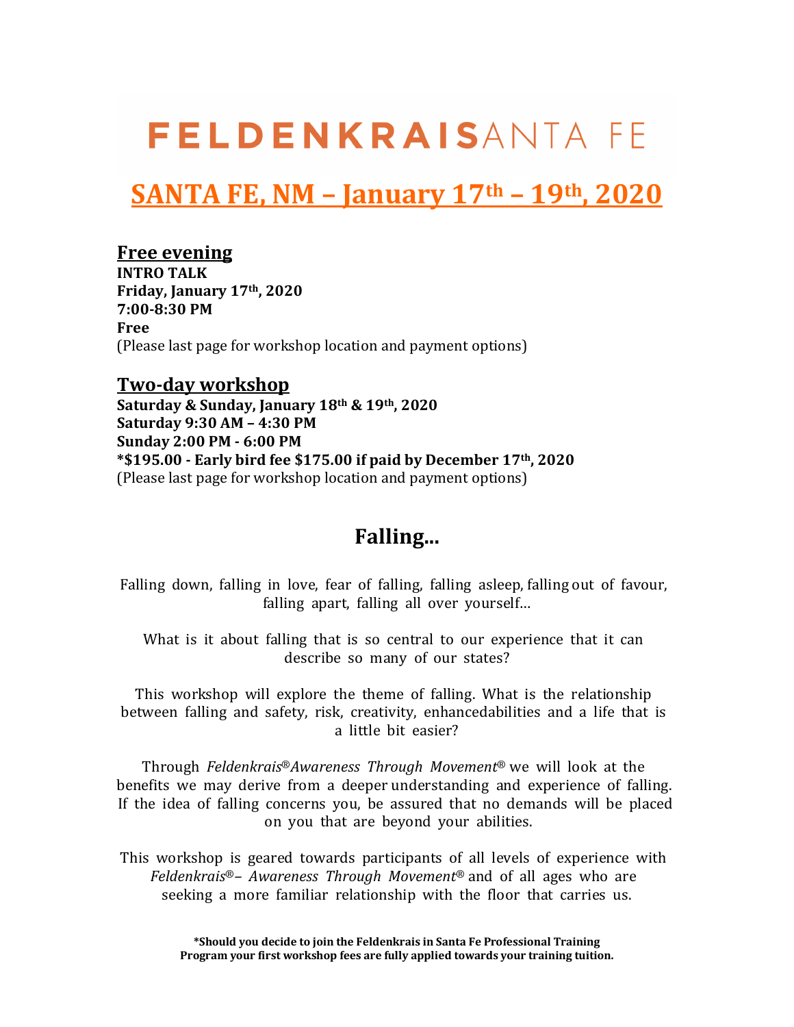# FELDENKRAISANTA FE

## SANTA FE, NM – January 17th – 19th, 2020

### Free evening

**INTRO TALK**
**Friday, January 17th, 2020**
**7:00-8:30 PM**
**Free**
(Please last page for workshop location and payment options)

### Two-day workshop

**Saturday & Sunday, January 18th & 19th, 2020**
**Saturday 9:30 AM – 4:30 PM**
**Sunday 2:00 PM - 6:00 PM**
**\*$195.00 - Early bird fee $175.00 if paid by December 17th, 2020**
(Please last page for workshop location and payment options)

## Falling...

Falling down, falling in love, fear of falling, falling asleep, falling out of favour, falling apart, falling all over yourself…

What is it about falling that is so central to our experience that it can describe so many of our states?

This workshop will explore the theme of falling. What is the relationship between falling and safety, risk, creativity, enhancedabilities and a life that is a little bit easier?

Through *Feldenkrais®Awareness Through Movement®* we will look at the benefits we may derive from a deeper understanding and experience of falling. If the idea of falling concerns you, be assured that no demands will be placed on you that are beyond your abilities.

This workshop is geared towards participants of all levels of experience with *Feldenkrais®– Awareness Through Movement®* and of all ages who are seeking a more familiar relationship with the floor that carries us.

**\*Should you decide to join the Feldenkrais in Santa Fe Professional Training Program your first workshop fees are fully applied towards your training tuition.**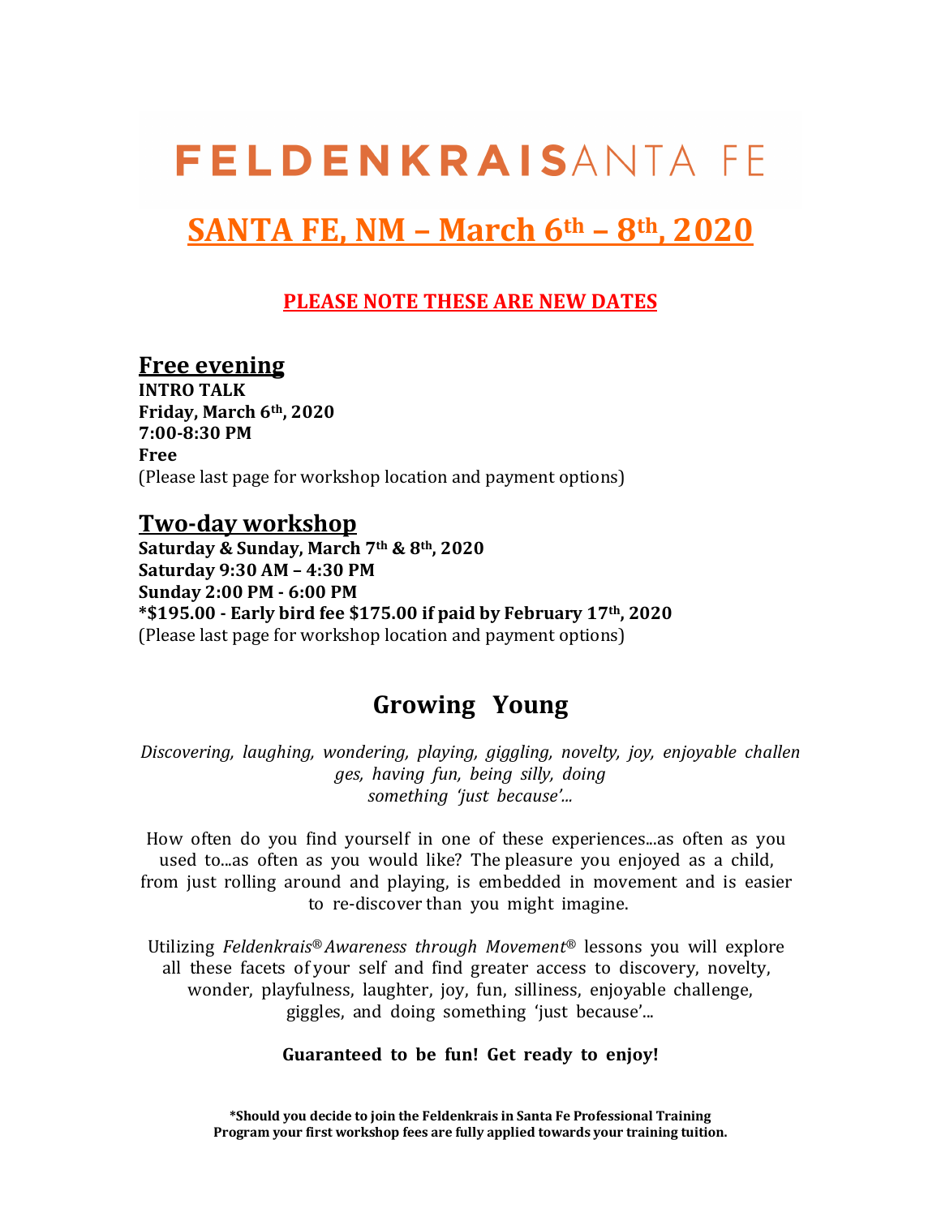# FELDENKRAISSANTA FE

## SANTA FE, NM – March 6th – 8th, 2020

**PLEASE NOTE THESE ARE NEW DATES**

### Free evening

**INTRO TALK**
**Friday, March 6th, 2020**
**7:00-8:30 PM**
**Free**
(Please last page for workshop location and payment options)

### Two-day workshop

**Saturday & Sunday, March 7th & 8th, 2020**
**Saturday 9:30 AM – 4:30 PM**
**Sunday 2:00 PM - 6:00 PM**
**\*$195.00 - Early bird fee $175.00 if paid by February 17th, 2020**
(Please last page for workshop location and payment options)

## Growing Young

*Discovering, laughing, wondering, playing, giggling, novelty, joy, enjoyable challenges, having fun, being silly, doing something 'just because'...*

How often do you find yourself in one of these experiences...as often as you used to...as often as you would like? The pleasure you enjoyed as a child, from just rolling around and playing, is embedded in movement and is easier to re-discover than you might imagine.

Utilizing *Feldenkrais® Awareness through Movement®* lessons you will explore all these facets of your self and find greater access to discovery, novelty, wonder, playfulness, laughter, joy, fun, silliness, enjoyable challenge, giggles, and doing something 'just because'...

**Guaranteed to be fun! Get ready to enjoy!**

**\*Should you decide to join the Feldenkrais in Santa Fe Professional Training Program your first workshop fees are fully applied towards your training tuition.**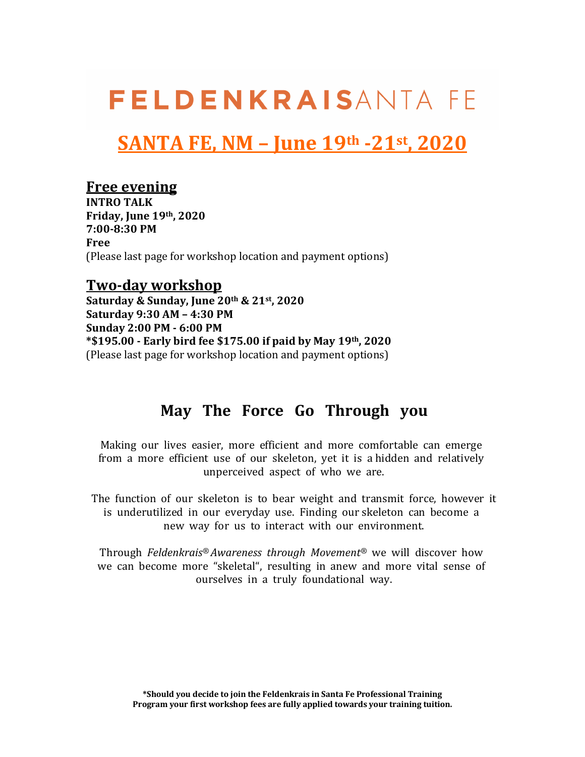# FELDENKRAISANTA FE

## SANTA FE, NM – June 19th -21st, 2020

### Free evening

**INTRO TALK**
**Friday, June 19th, 2020**
**7:00-8:30 PM**
**Free**
(Please last page for workshop location and payment options)

### Two-day workshop

**Saturday & Sunday, June 20th & 21st, 2020**
**Saturday 9:30 AM – 4:30 PM**
**Sunday 2:00 PM - 6:00 PM**
**\*$195.00 - Early bird fee $175.00 if paid by May 19th, 2020**
(Please last page for workshop location and payment options)

## May The Force Go Through you

Making our lives easier, more efficient and more comfortable can emerge from a more efficient use of our skeleton, yet it is a hidden and relatively unperceived aspect of who we are.

The function of our skeleton is to bear weight and transmit force, however it is underutilized in our everyday use. Finding our skeleton can become a new way for us to interact with our environment.

Through *Feldenkrais® Awareness through Movement®* we will discover how we can become more "skeletal", resulting in anew and more vital sense of ourselves in a truly foundational way.

**\*Should you decide to join the Feldenkrais in Santa Fe Professional Training Program your first workshop fees are fully applied towards your training tuition.**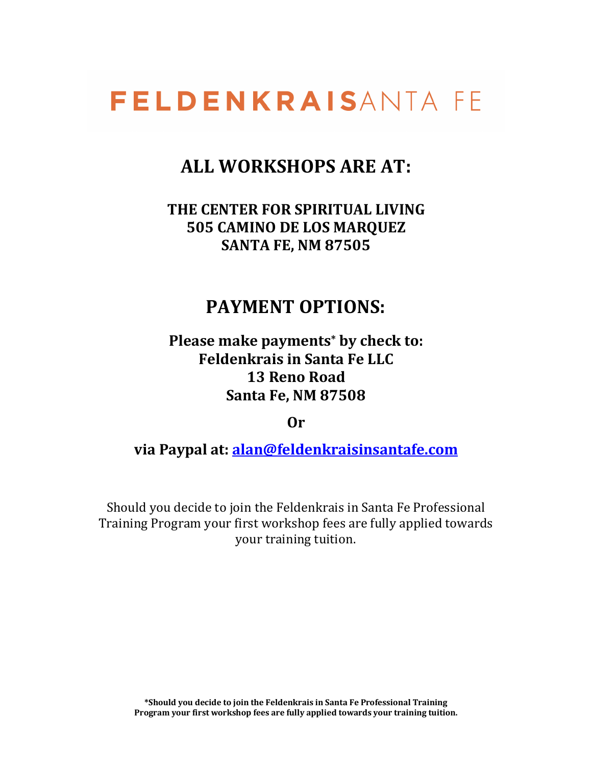# FELDENKRAISSANTA FE

## ALL WORKSHOPS ARE AT:

**THE CENTER FOR SPIRITUAL LIVING**
**505 CAMINO DE LOS MARQUEZ**
**SANTA FE, NM 87505**

## PAYMENT OPTIONS:

**Please make payments* by check to:**
**Feldenkrais in Santa Fe LLC**
**13 Reno Road**
**Santa Fe, NM 87508**

**Or**

**via Paypal at: alan@feldenkraisinsantafe.com**

Should you decide to join the Feldenkrais in Santa Fe Professional Training Program your first workshop fees are fully applied towards your training tuition.

***Should you decide to join the Feldenkrais in Santa Fe Professional Training Program your first workshop fees are fully applied towards your training tuition.**